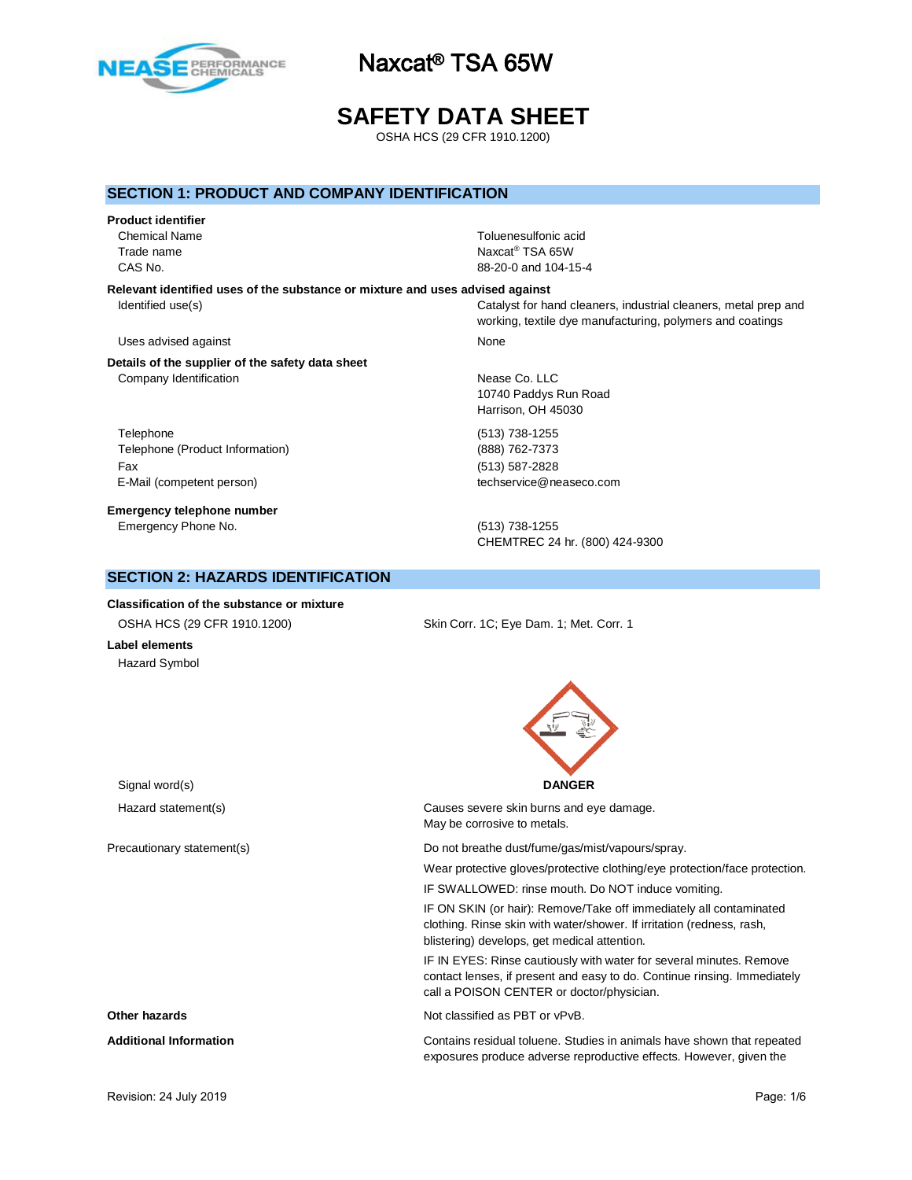# Naxcat® TSA 65W

# SAFETY DATA SHEET

OSHA HCS (29 CFR 1910.1200)

## SECTION 1: PRODUCT AND COMPANY IDENTIFICATION

**Product identifier**

| | |
|---|---|
| Chemical Name | Toluenesulfonic acid |
| Trade name | Naxcat® TSA 65W |
| CAS No. | 88-20-0 and 104-15-4 |

**Relevant identified uses of the substance or mixture and uses advised against**

| | |
|---|---|
| Identified use(s) | Catalyst for hand cleaners, industrial cleaners, metal prep and working, textile dye manufacturing, polymers and coatings |
| Uses advised against | None |

**Details of the supplier of the safety data sheet**

| | |
|---|---|
| Company Identification | Nease Co. LLC<br>10740 Paddys Run Road<br>Harrison, OH 45030 |
| Telephone | (513) 738-1255 |
| Telephone (Product Information) | (888) 762-7373 |
| Fax | (513) 587-2828 |
| E-Mail (competent person) | techservice@neaseco.com |

**Emergency telephone number**

| | |
|---|---|
| Emergency Phone No. | (513) 738-1255<br>CHEMTREC 24 hr. (800) 424-9300 |

## SECTION 2: HAZARDS IDENTIFICATION

**Classification of the substance or mixture**

| | |
|---|---|
| OSHA HCS (29 CFR 1910.1200) | Skin Corr. 1C; Eye Dam. 1; Met. Corr. 1 |

**Label elements**

Hazard Symbol

| | |
|---|---|
| Signal word(s) | **DANGER** |
| Hazard statement(s) | Causes severe skin burns and eye damage.<br>May be corrosive to metals. |
| Precautionary statement(s) | Do not breathe dust/fume/gas/mist/vapours/spray.<br>Wear protective gloves/protective clothing/eye protection/face protection.<br>IF SWALLOWED: rinse mouth. Do NOT induce vomiting.<br>IF ON SKIN (or hair): Remove/Take off immediately all contaminated clothing. Rinse skin with water/shower. If irritation (redness, rash, blistering) develops, get medical attention.<br>IF IN EYES: Rinse cautiously with water for several minutes. Remove contact lenses, if present and easy to do. Continue rinsing. Immediately call a POISON CENTER or doctor/physician. |
| **Other hazards** | Not classified as PBT or vPvB. |
| **Additional Information** | Contains residual toluene. Studies in animals have shown that repeated exposures produce adverse reproductive effects. However, given the |

Revision: 24 July 2019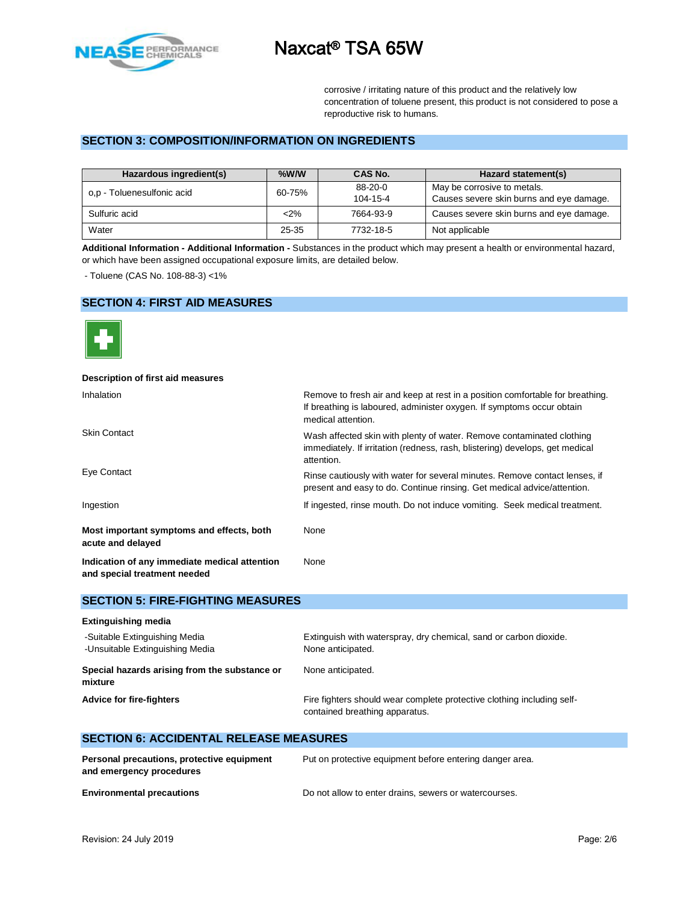corrosive / irritating nature of this product and the relatively low concentration of toluene present, this product is not considered to pose a reproductive risk to humans.

## SECTION 3: COMPOSITION/INFORMATION ON INGREDIENTS

| Hazardous ingredient(s) | %W/W | CAS No. | Hazard statement(s) |
|---|---|---|---|
| o,p - Toluenesulfonic acid | 60-75% | 88-20-0<br>104-15-4 | May be corrosive to metals.<br>Causes severe skin burns and eye damage. |
| Sulfuric acid | <2% | 7664-93-9 | Causes severe skin burns and eye damage. |
| Water | 25-35 | 7732-18-5 | Not applicable |

**Additional Information - Additional Information -** Substances in the product which may present a health or environmental hazard, or which have been assigned occupational exposure limits, are detailed below.

- Toluene (CAS No. 108-88-3) <1%

## SECTION 4: FIRST AID MEASURES

**Description of first aid measures**

| | |
|---|---|
| Inhalation | Remove to fresh air and keep at rest in a position comfortable for breathing. If breathing is laboured, administer oxygen. If symptoms occur obtain medical attention. |
| Skin Contact | Wash affected skin with plenty of water. Remove contaminated clothing immediately. If irritation (redness, rash, blistering) develops, get medical attention. |
| Eye Contact | Rinse cautiously with water for several minutes. Remove contact lenses, if present and easy to do. Continue rinsing. Get medical advice/attention. |
| Ingestion | If ingested, rinse mouth. Do not induce vomiting. Seek medical treatment. |

**Most important symptoms and effects, both acute and delayed** — None

**Indication of any immediate medical attention and special treatment needed** — None

## SECTION 5: FIRE-FIGHTING MEASURES

**Extinguishing media**

-Suitable Extinguishing Media — Extinguish with waterspray, dry chemical, sand or carbon dioxide.

-Unsuitable Extinguishing Media — None anticipated.

**Special hazards arising from the substance or mixture** — None anticipated.

**Advice for fire-fighters** — Fire fighters should wear complete protective clothing including self-contained breathing apparatus.

## SECTION 6: ACCIDENTAL RELEASE MEASURES

**Personal precautions, protective equipment and emergency procedures** — Put on protective equipment before entering danger area.

**Environmental precautions** — Do not allow to enter drains, sewers or watercourses.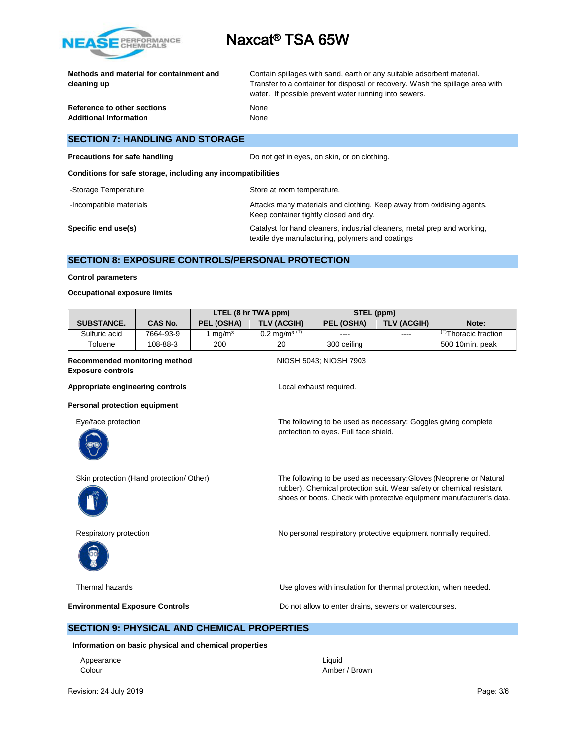| | |
|---|---|
| **Methods and material for containment and cleaning up** | Contain spillages with sand, earth or any suitable adsorbent material. Transfer to a container for disposal or recovery. Wash the spillage area with water. If possible prevent water running into sewers. |
| **Reference to other sections** | None |
| **Additional Information** | None |

## SECTION 7: HANDLING AND STORAGE

**Precautions for safe handling** — Do not get in eyes, on skin, or on clothing.

**Conditions for safe storage, including any incompatibilities**

-Storage Temperature — Store at room temperature.

-Incompatible materials — Attacks many materials and clothing. Keep away from oxidising agents. Keep container tightly closed and dry.

**Specific end use(s)** — Catalyst for hand cleaners, industrial cleaners, metal prep and working, textile dye manufacturing, polymers and coatings

## SECTION 8: EXPOSURE CONTROLS/PERSONAL PROTECTION

**Control parameters**

**Occupational exposure limits**

| SUBSTANCE. | CAS No. | LTEL (8 hr TWA ppm) | | STEL (ppm) | | Note: |
|---|---|---|---|---|---|---|
| | | PEL (OSHA) | TLV (ACGIH) | PEL (OSHA) | TLV (ACGIH) | |
| Sulfuric acid | 7664-93-9 | 1 mg/m³ | 0.2 mg/m³ (T) | ---- | ---- | (T)Thoracic fraction |
| Toluene | 108-88-3 | 200 | 20 | 300 ceiling | | 500 10min. peak |

**Recommended monitoring method** — NIOSH 5043; NIOSH 7903

**Exposure controls**

**Appropriate engineering controls** — Local exhaust required.

**Personal protection equipment**

Eye/face protection — The following to be used as necessary: Goggles giving complete protection to eyes. Full face shield.

Skin protection (Hand protection/ Other) — The following to be used as necessary:Gloves (Neoprene or Natural rubber). Chemical protection suit. Wear safety or chemical resistant shoes or boots. Check with protective equipment manufacturer's data.

Respiratory protection — No personal respiratory protective equipment normally required.

Thermal hazards — Use gloves with insulation for thermal protection, when needed.

**Environmental Exposure Controls** — Do not allow to enter drains, sewers or watercourses.

## SECTION 9: PHYSICAL AND CHEMICAL PROPERTIES

**Information on basic physical and chemical properties**

| | |
|---|---|
| Appearance | Liquid |
| Colour | Amber / Brown |

Revision: 24 July 2019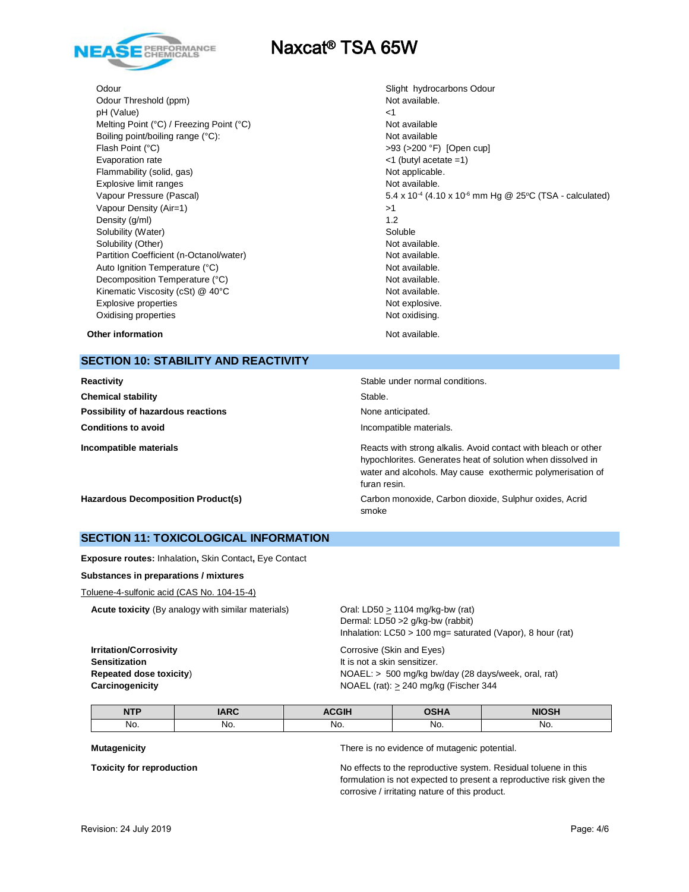| | |
|---|---|
| Odour | Slight hydrocarbons Odour |
| Odour Threshold (ppm) | Not available. |
| pH (Value) | <1 |
| Melting Point (°C) / Freezing Point (°C) | Not available |
| Boiling point/boiling range (°C): | Not available |
| Flash Point (°C) | >93 (>200 °F) [Open cup] |
| Evaporation rate | <1 (butyl acetate =1) |
| Flammability (solid, gas) | Not applicable. |
| Explosive limit ranges | Not available. |
| Vapour Pressure (Pascal) | 5.4 x $10^{-4}$ (4.10 x $10^{-6}$ mm Hg @ 25°C (TSA - calculated) |
| Vapour Density (Air=1) | >1 |
| Density (g/ml) | 1.2 |
| Solubility (Water) | Soluble |
| Solubility (Other) | Not available. |
| Partition Coefficient (n-Octanol/water) | Not available. |
| Auto Ignition Temperature (°C) | Not available. |
| Decomposition Temperature (°C) | Not available. |
| Kinematic Viscosity (cSt) @ 40°C | Not available. |
| Explosive properties | Not explosive. |
| Oxidising properties | Not oxidising. |

**Other information** Not available.

## SECTION 10: STABILITY AND REACTIVITY

**Reactivity** Stable under normal conditions.

**Chemical stability** Stable.

**Possibility of hazardous reactions** None anticipated.

**Conditions to avoid** Incompatible materials.

**Incompatible materials** Reacts with strong alkalis. Avoid contact with bleach or other hypochlorites. Generates heat of solution when dissolved in water and alcohols. May cause exothermic polymerisation of furan resin.

**Hazardous Decomposition Product(s)** Carbon monoxide, Carbon dioxide, Sulphur oxides, Acrid smoke

## SECTION 11: TOXICOLOGICAL INFORMATION

**Exposure routes:** Inhalation**,** Skin Contact**,** Eye Contact

**Substances in preparations / mixtures**

Toluene-4-sulfonic acid (CAS No. 104-15-4)

**Acute toxicity** (By analogy with similar materials)
Oral: LD50 ≥ 1104 mg/kg-bw (rat)
Dermal: LD50 >2 g/kg-bw (rabbit)
Inhalation: LC50 > 100 mg= saturated (Vapor), 8 hour (rat)

**Irritation/Corrosivity** Corrosive (Skin and Eyes)
**Sensitization** It is not a skin sensitizer.
**Repeated dose toxicity**) NOAEL: > 500 mg/kg bw/day (28 days/week, oral, rat)
**Carcinogenicity** NOAEL (rat): ≥ 240 mg/kg (Fischer 344

| NTP | IARC | ACGIH | OSHA | NIOSH |
|---|---|---|---|---|
| No. | No. | No. | No. | No. |

**Mutagenicity** There is no evidence of mutagenic potential.

**Toxicity for reproduction** No effects to the reproductive system. Residual toluene in this formulation is not expected to present a reproductive risk given the corrosive / irritating nature of this product.

Revision: 24 July 2019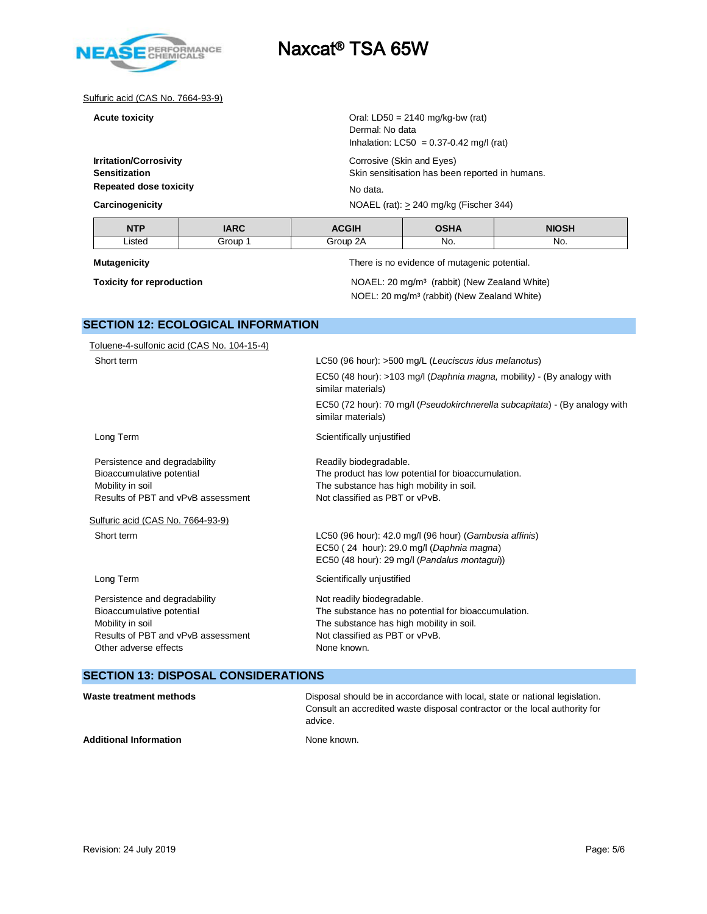Sulfuric acid (CAS No. 7664-93-9)

**Acute toxicity**
Oral: LD50 = 2140 mg/kg-bw (rat)
Dermal: No data
Inhalation: LC50 = 0.37-0.42 mg/l (rat)

**Irritation/Corrosivity** Corrosive (Skin and Eyes)

**Sensitization** Skin sensitisation has been reported in humans.

**Repeated dose toxicity** No data.

**Carcinogenicity** NOAEL (rat): $\geq$ 240 mg/kg (Fischer 344)

| NTP | IARC | ACGIH | OSHA | NIOSH |
|---|---|---|---|---|
| Listed | Group 1 | Group 2A | No. | No. |

**Mutagenicity** There is no evidence of mutagenic potential.

**Toxicity for reproduction**
NOAEL: 20 mg/m³ (rabbit) (New Zealand White)
NOEL: 20 mg/m³ (rabbit) (New Zealand White)

## SECTION 12: ECOLOGICAL INFORMATION

Toluene-4-sulfonic acid (CAS No. 104-15-4)

Short term
LC50 (96 hour): >500 mg/L (*Leuciscus idus melanotus*)
EC50 (48 hour): >103 mg/l (*Daphnia magna,* mobility*)* - (By analogy with similar materials)
EC50 (72 hour): 70 mg/l (*Pseudokirchnerella subcapitata*) - (By analogy with similar materials)

Long Term: Scientifically unjustified

Persistence and degradability: Readily biodegradable.
Bioaccumulative potential: The product has low potential for bioaccumulation.
Mobility in soil: The substance has high mobility in soil.
Results of PBT and vPvB assessment: Not classified as PBT or vPvB.

Sulfuric acid (CAS No. 7664-93-9)

Short term
LC50 (96 hour): 42.0 mg/l (96 hour) (*Gambusia affinis*)
EC50 ( 24 hour): 29.0 mg/l (*Daphnia magna*)
EC50 (48 hour): 29 mg/l (*Pandalus montagui*))

Long Term: Scientifically unjustified

Persistence and degradability: Not readily biodegradable.
Bioaccumulative potential: The substance has no potential for bioaccumulation.
Mobility in soil: The substance has high mobility in soil.
Results of PBT and vPvB assessment: Not classified as PBT or vPvB.
Other adverse effects: None known.

## SECTION 13: DISPOSAL CONSIDERATIONS

**Waste treatment methods** Disposal should be in accordance with local, state or national legislation. Consult an accredited waste disposal contractor or the local authority for advice.

**Additional Information** None known.

Revision: 24 July 2019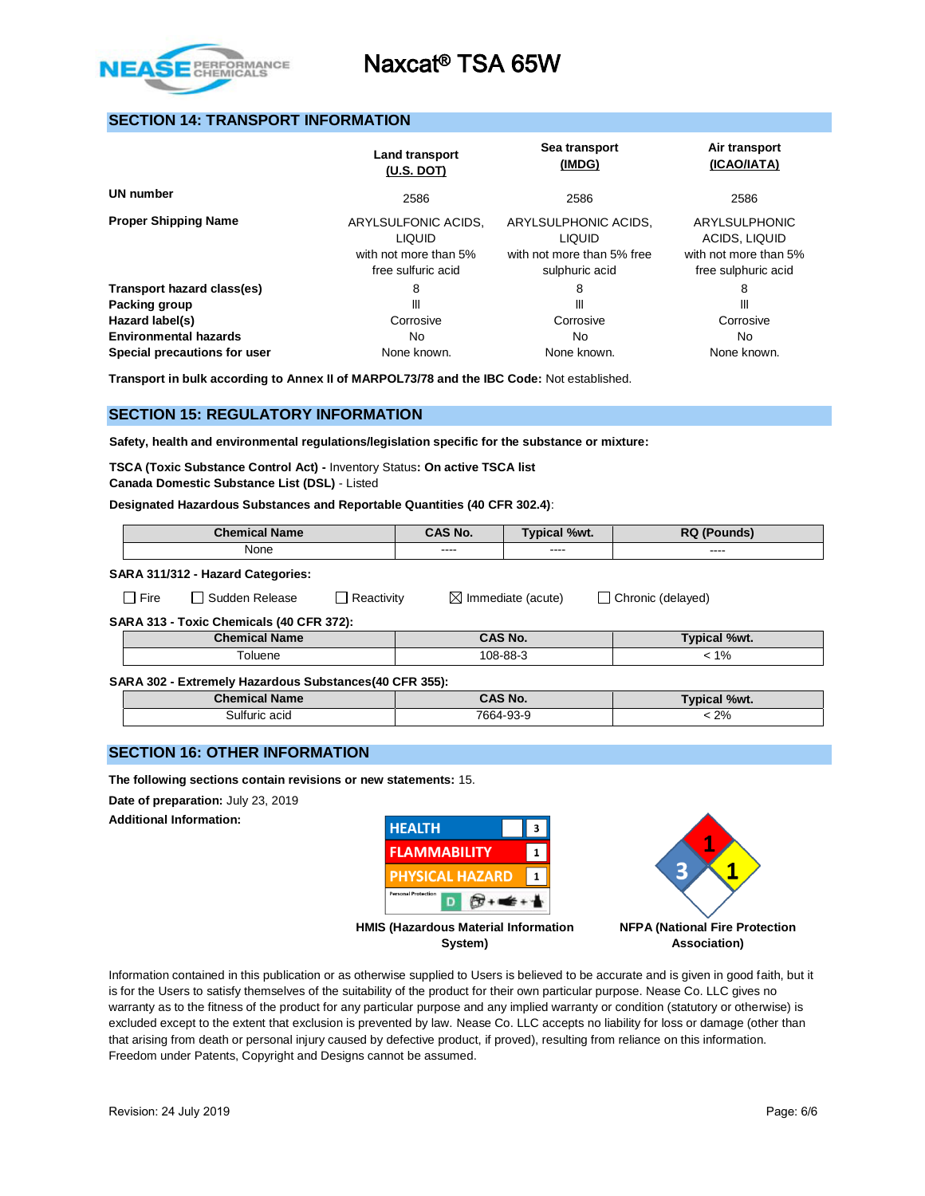## SECTION 14: TRANSPORT INFORMATION

| | Land transport (U.S. DOT) | Sea transport (IMDG) | Air transport (ICAO/IATA) |
|---|---|---|---|
| **UN number** | 2586 | 2586 | 2586 |
| **Proper Shipping Name** | ARYLSULFONIC ACIDS, LIQUID with not more than 5% free sulfuric acid | ARYLSULPHONIC ACIDS, LIQUID with not more than 5% free sulphuric acid | ARYLSULPHONIC ACIDS, LIQUID with not more than 5% free sulphuric acid |
| **Transport hazard class(es)** | 8 | 8 | 8 |
| **Packing group** | III | III | III |
| **Hazard label(s)** | Corrosive | Corrosive | Corrosive |
| **Environmental hazards** | No | No | No |
| **Special precautions for user** | None known. | None known. | None known. |

**Transport in bulk according to Annex II of MARPOL73/78 and the IBC Code:** Not established.

## SECTION 15: REGULATORY INFORMATION

**Safety, health and environmental regulations/legislation specific for the substance or mixture:**

**TSCA (Toxic Substance Control Act) -** Inventory Status**: On active TSCA list**
**Canada Domestic Substance List (DSL)** - Listed

**Designated Hazardous Substances and Reportable Quantities (40 CFR 302.4)**:

| Chemical Name | CAS No. | Typical %wt. | RQ (Pounds) |
|---|---|---|---|
| None | ---- | ---- | ---- |

**SARA 311/312 - Hazard Categories:**

☐ Fire ☐ Sudden Release ☐ Reactivity ☒ Immediate (acute) ☐ Chronic (delayed)

**SARA 313 - Toxic Chemicals (40 CFR 372):**

| Chemical Name | CAS No. | Typical %wt. |
|---|---|---|
| Toluene | 108-88-3 | < 1% |

**SARA 302 - Extremely Hazardous Substances(40 CFR 355):**

| Chemical Name | CAS No. | Typical %wt. |
|---|---|---|
| Sulfuric acid | 7664-93-9 | < 2% |

## SECTION 16: OTHER INFORMATION

**The following sections contain revisions or new statements:** 15.

**Date of preparation:** July 23, 2019

**Additional Information:**

HEALTH 3
FLAMMABILITY 1
PHYSICAL HAZARD 1
Personal Protection D

**HMIS (Hazardous Material Information System)**

1
3
1

**NFPA (National Fire Protection Association)**

Information contained in this publication or as otherwise supplied to Users is believed to be accurate and is given in good faith, but it is for the Users to satisfy themselves of the suitability of the product for their own particular purpose. Nease Co. LLC gives no warranty as to the fitness of the product for any particular purpose and any implied warranty or condition (statutory or otherwise) is excluded except to the extent that exclusion is prevented by law. Nease Co. LLC accepts no liability for loss or damage (other than that arising from death or personal injury caused by defective product, if proved), resulting from reliance on this information. Freedom under Patents, Copyright and Designs cannot be assumed.